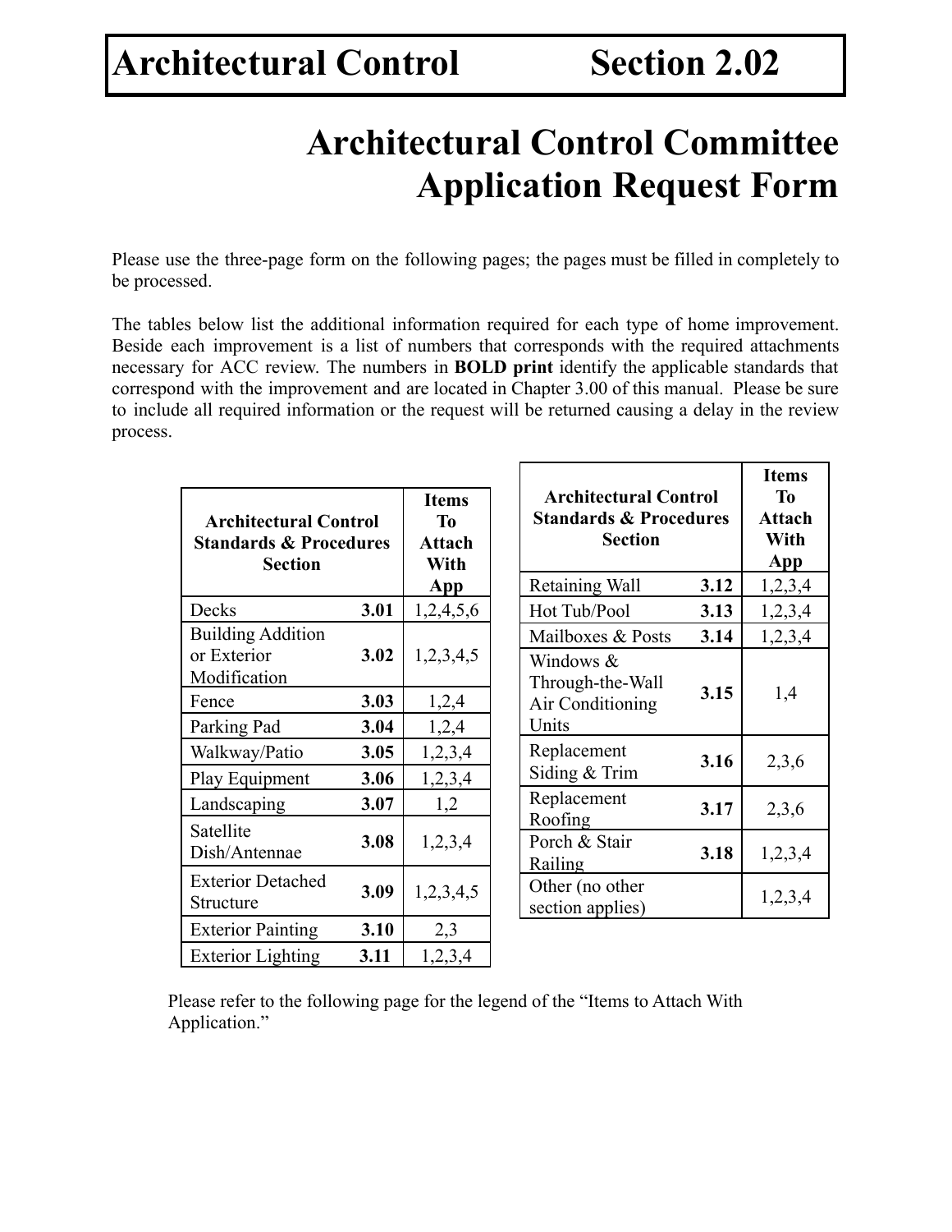# Architectural Control Section 2.02

## Architectural Control Committee Application Request Form

Please use the three-page form on the following pages; the pages must be filled in completely to be processed.

The tables below list the additional information required for each type of home improvement. Beside each improvement is a list of numbers that corresponds with the required attachments necessary for ACC review. The numbers in **BOLD print** identify the applicable standards that correspond with the improvement and are located in Chapter 3.00 of this manual. Please be sure to include all required information or the request will be returned causing a delay in the review process.

| Architectural Control Standards & Procedures Section | | Items To Attach With App |
|---|---|---|
| Decks | **3.01** | 1,2,4,5,6 |
| Building Addition or Exterior Modification | **3.02** | 1,2,3,4,5 |
| Fence | **3.03** | 1,2,4 |
| Parking Pad | **3.04** | 1,2,4 |
| Walkway/Patio | **3.05** | 1,2,3,4 |
| Play Equipment | **3.06** | 1,2,3,4 |
| Landscaping | **3.07** | 1,2 |
| Satellite Dish/Antennae | **3.08** | 1,2,3,4 |
| Exterior Detached Structure | **3.09** | 1,2,3,4,5 |
| Exterior Painting | **3.10** | 2,3 |
| Exterior Lighting | **3.11** | 1,2,3,4 |

| Architectural Control Standards & Procedures Section | | Items To Attach With App |
|---|---|---|
| Retaining Wall | **3.12** | 1,2,3,4 |
| Hot Tub/Pool | **3.13** | 1,2,3,4 |
| Mailboxes & Posts | **3.14** | 1,2,3,4 |
| Windows & Through-the-Wall Air Conditioning Units | **3.15** | 1,4 |
| Replacement Siding & Trim | **3.16** | 2,3,6 |
| Replacement Roofing | **3.17** | 2,3,6 |
| Porch & Stair Railing | **3.18** | 1,2,3,4 |
| Other (no other section applies) | | 1,2,3,4 |

Please refer to the following page for the legend of the "Items to Attach With Application."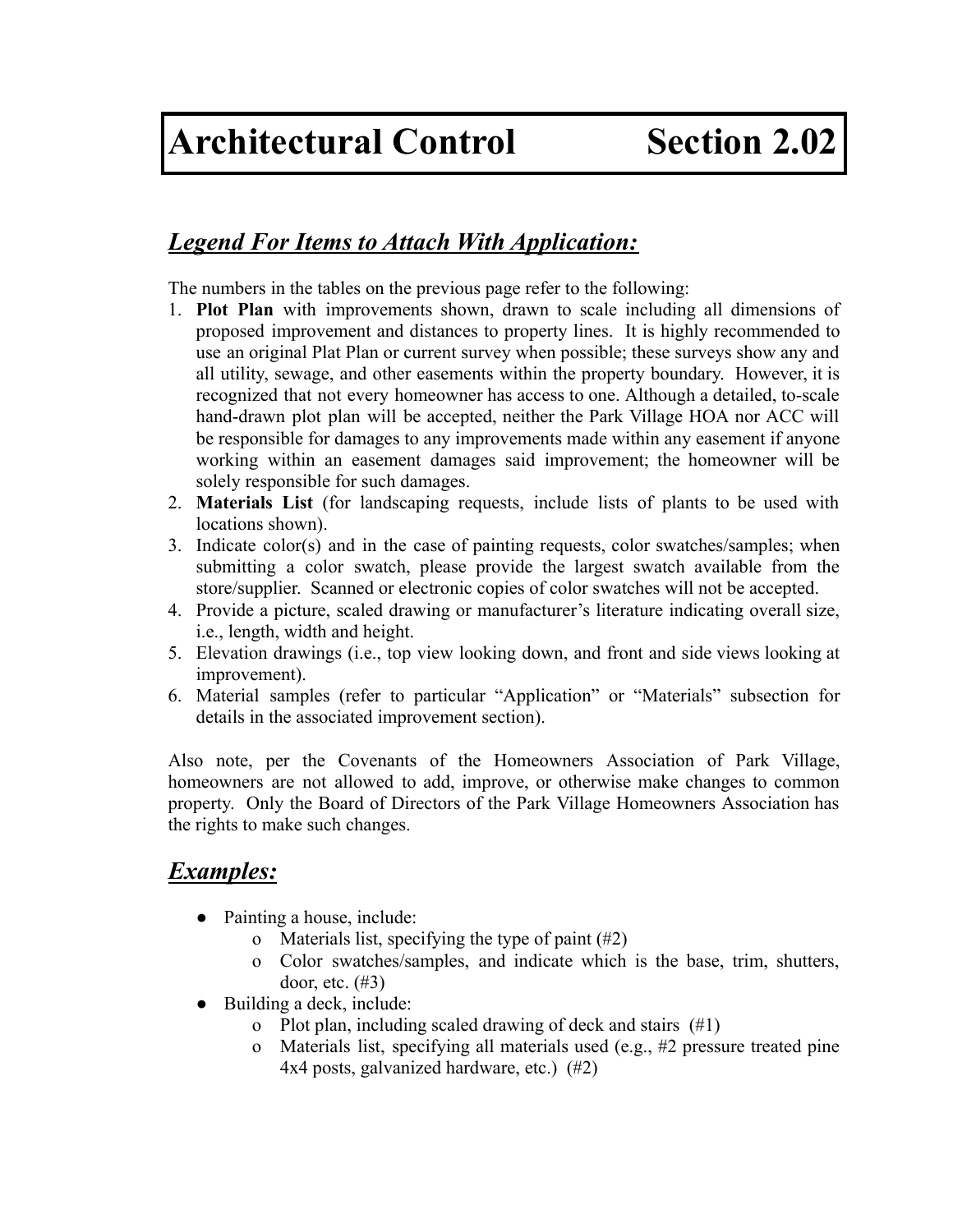# Architectural Control Section 2.02

## ***Legend For Items to Attach With Application:***

The numbers in the tables on the previous page refer to the following:

1. **Plot Plan** with improvements shown, drawn to scale including all dimensions of proposed improvement and distances to property lines. It is highly recommended to use an original Plat Plan or current survey when possible; these surveys show any and all utility, sewage, and other easements within the property boundary. However, it is recognized that not every homeowner has access to one. Although a detailed, to-scale hand-drawn plot plan will be accepted, neither the Park Village HOA nor ACC will be responsible for damages to any improvements made within any easement if anyone working within an easement damages said improvement; the homeowner will be solely responsible for such damages.
2. **Materials List** (for landscaping requests, include lists of plants to be used with locations shown).
3. Indicate color(s) and in the case of painting requests, color swatches/samples; when submitting a color swatch, please provide the largest swatch available from the store/supplier. Scanned or electronic copies of color swatches will not be accepted.
4. Provide a picture, scaled drawing or manufacturer's literature indicating overall size, i.e., length, width and height.
5. Elevation drawings (i.e., top view looking down, and front and side views looking at improvement).
6. Material samples (refer to particular "Application" or "Materials" subsection for details in the associated improvement section).

Also note, per the Covenants of the Homeowners Association of Park Village, homeowners are not allowed to add, improve, or otherwise make changes to common property. Only the Board of Directors of the Park Village Homeowners Association has the rights to make such changes.

## ***Examples:***

- Painting a house, include:
  - Materials list, specifying the type of paint (#2)
  - Color swatches/samples, and indicate which is the base, trim, shutters, door, etc. (#3)
- Building a deck, include:
  - Plot plan, including scaled drawing of deck and stairs (#1)
  - Materials list, specifying all materials used (e.g., #2 pressure treated pine 4x4 posts, galvanized hardware, etc.) (#2)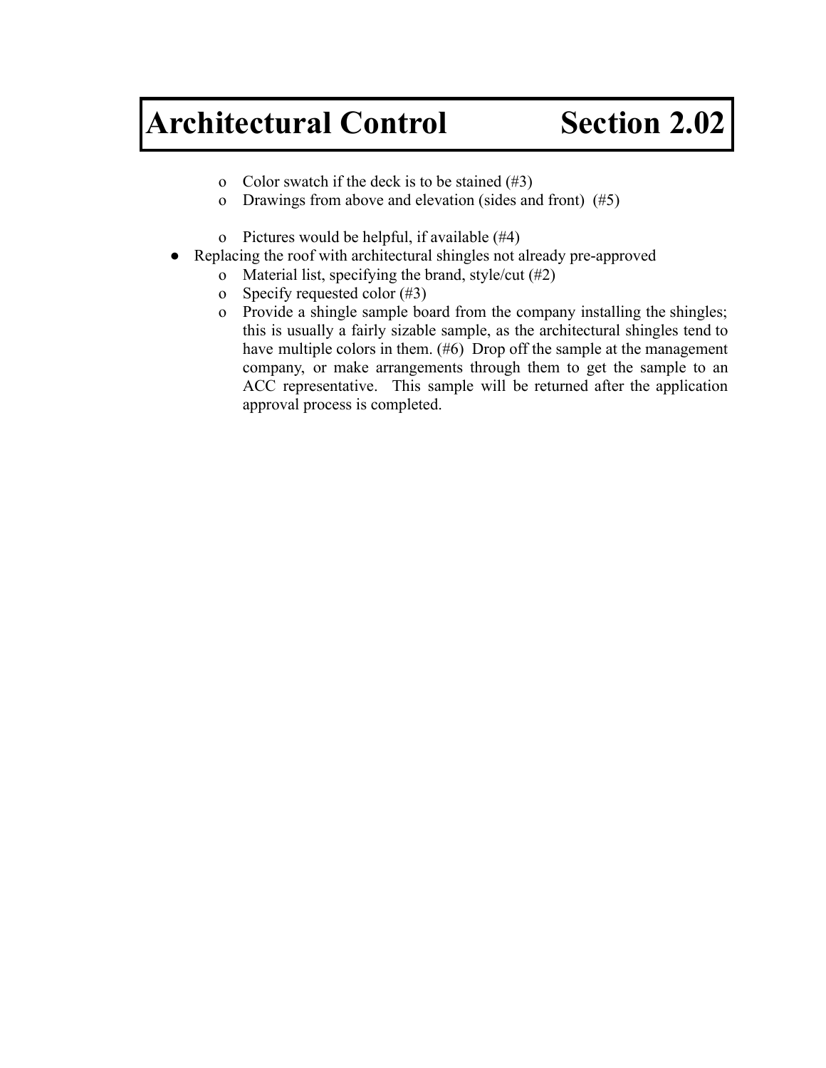- Color swatch if the deck is to be stained (#3)
  - Drawings from above and elevation (sides and front) (#5)
  - Pictures would be helpful, if available (#4)
- Replacing the roof with architectural shingles not already pre-approved
  - Material list, specifying the brand, style/cut (#2)
  - Specify requested color (#3)
  - Provide a shingle sample board from the company installing the shingles; this is usually a fairly sizable sample, as the architectural shingles tend to have multiple colors in them. (#6) Drop off the sample at the management company, or make arrangements through them to get the sample to an ACC representative. This sample will be returned after the application approval process is completed.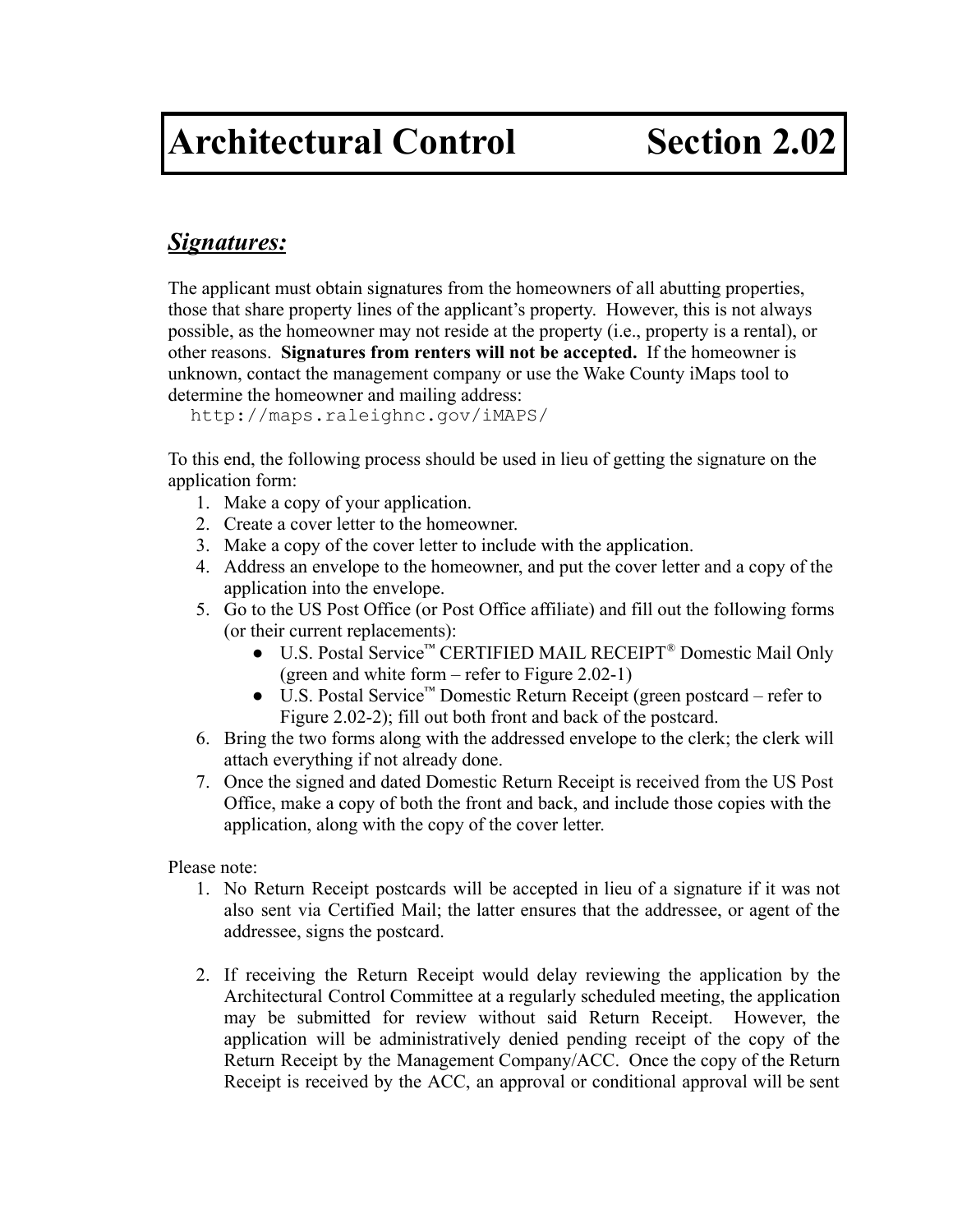# Architectural Control Section 2.02

## ***Signatures:***

The applicant must obtain signatures from the homeowners of all abutting properties, those that share property lines of the applicant's property. However, this is not always possible, as the homeowner may not reside at the property (i.e., property is a rental), or other reasons. **Signatures from renters will not be accepted.** If the homeowner is unknown, contact the management company or use the Wake County iMaps tool to determine the homeowner and mailing address:

```
http://maps.raleighnc.gov/iMAPS/
```

To this end, the following process should be used in lieu of getting the signature on the application form:

1. Make a copy of your application.
2. Create a cover letter to the homeowner.
3. Make a copy of the cover letter to include with the application.
4. Address an envelope to the homeowner, and put the cover letter and a copy of the application into the envelope.
5. Go to the US Post Office (or Post Office affiliate) and fill out the following forms (or their current replacements):
   - U.S. Postal Service™ CERTIFIED MAIL RECEIPT® Domestic Mail Only (green and white form – refer to Figure 2.02-1)
   - U.S. Postal Service™ Domestic Return Receipt (green postcard – refer to Figure 2.02-2); fill out both front and back of the postcard.
6. Bring the two forms along with the addressed envelope to the clerk; the clerk will attach everything if not already done.
7. Once the signed and dated Domestic Return Receipt is received from the US Post Office, make a copy of both the front and back, and include those copies with the application, along with the copy of the cover letter.

Please note:

1. No Return Receipt postcards will be accepted in lieu of a signature if it was not also sent via Certified Mail; the latter ensures that the addressee, or agent of the addressee, signs the postcard.

2. If receiving the Return Receipt would delay reviewing the application by the Architectural Control Committee at a regularly scheduled meeting, the application may be submitted for review without said Return Receipt. However, the application will be administratively denied pending receipt of the copy of the Return Receipt by the Management Company/ACC. Once the copy of the Return Receipt is received by the ACC, an approval or conditional approval will be sent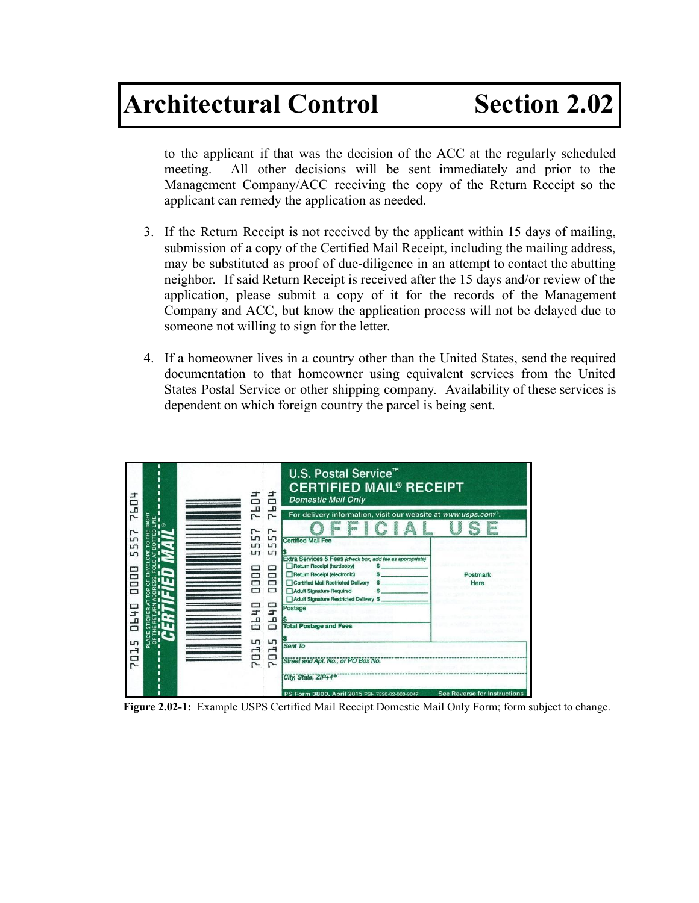# Architectural Control Section 2.02

to the applicant if that was the decision of the ACC at the regularly scheduled meeting. All other decisions will be sent immediately and prior to the Management Company/ACC receiving the copy of the Return Receipt so the applicant can remedy the application as needed.

3. If the Return Receipt is not received by the applicant within 15 days of mailing, submission of a copy of the Certified Mail Receipt, including the mailing address, may be substituted as proof of due-diligence in an attempt to contact the abutting neighbor. If said Return Receipt is received after the 15 days and/or review of the application, please submit a copy of it for the records of the Management Company and ACC, but know the application process will not be delayed due to someone not willing to sign for the letter.

4. If a homeowner lives in a country other than the United States, send the required documentation to that homeowner using equivalent services from the United States Postal Service or other shipping company. Availability of these services is dependent on which foreign country the parcel is being sent.

**Figure 2.02-1:** Example USPS Certified Mail Receipt Domestic Mail Only Form; form subject to change.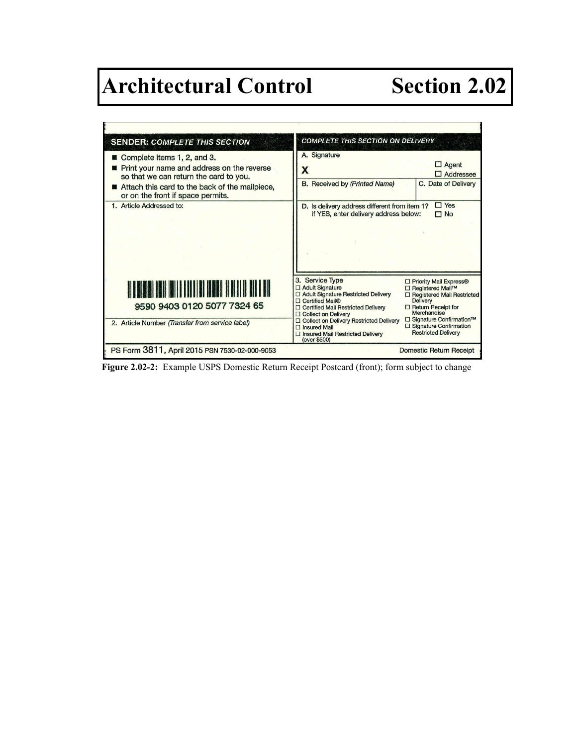# Architectural Control Section 2.02

**SENDER:** *COMPLETE THIS SECTION*

- Complete items 1, 2, and 3.
- Print your name and address on the reverse so that we can return the card to you.
- Attach this card to the back of the mailpiece, or on the front if space permits.

1. Article Addressed to:

9590 9403 0120 5077 7324 65

2. Article Number *(Transfer from service label)*

*COMPLETE THIS SECTION ON DELIVERY*

A. Signature

X

☐ Agent
☐ Addressee

B. Received by *(Printed Name)*

C. Date of Delivery

D. Is delivery address different from item 1? ☐ Yes
If YES, enter delivery address below: ☐ No

3. Service Type

☐ Adult Signature
☐ Adult Signature Restricted Delivery
☐ Certified Mail®
☐ Certified Mail Restricted Delivery
☐ Collect on Delivery
☐ Collect on Delivery Restricted Delivery
☐ Insured Mail
☐ Insured Mail Restricted Delivery (over $500)
☐ Priority Mail Express®
☐ Registered Mail™
☐ Registered Mail Restricted Delivery
☐ Return Receipt for Merchandise
☐ Signature Confirmation™
☐ Signature Confirmation Restricted Delivery

PS Form 3811, April 2015 PSN 7530-02-000-9053 Domestic Return Receipt

**Figure 2.02-2:** Example USPS Domestic Return Receipt Postcard (front); form subject to change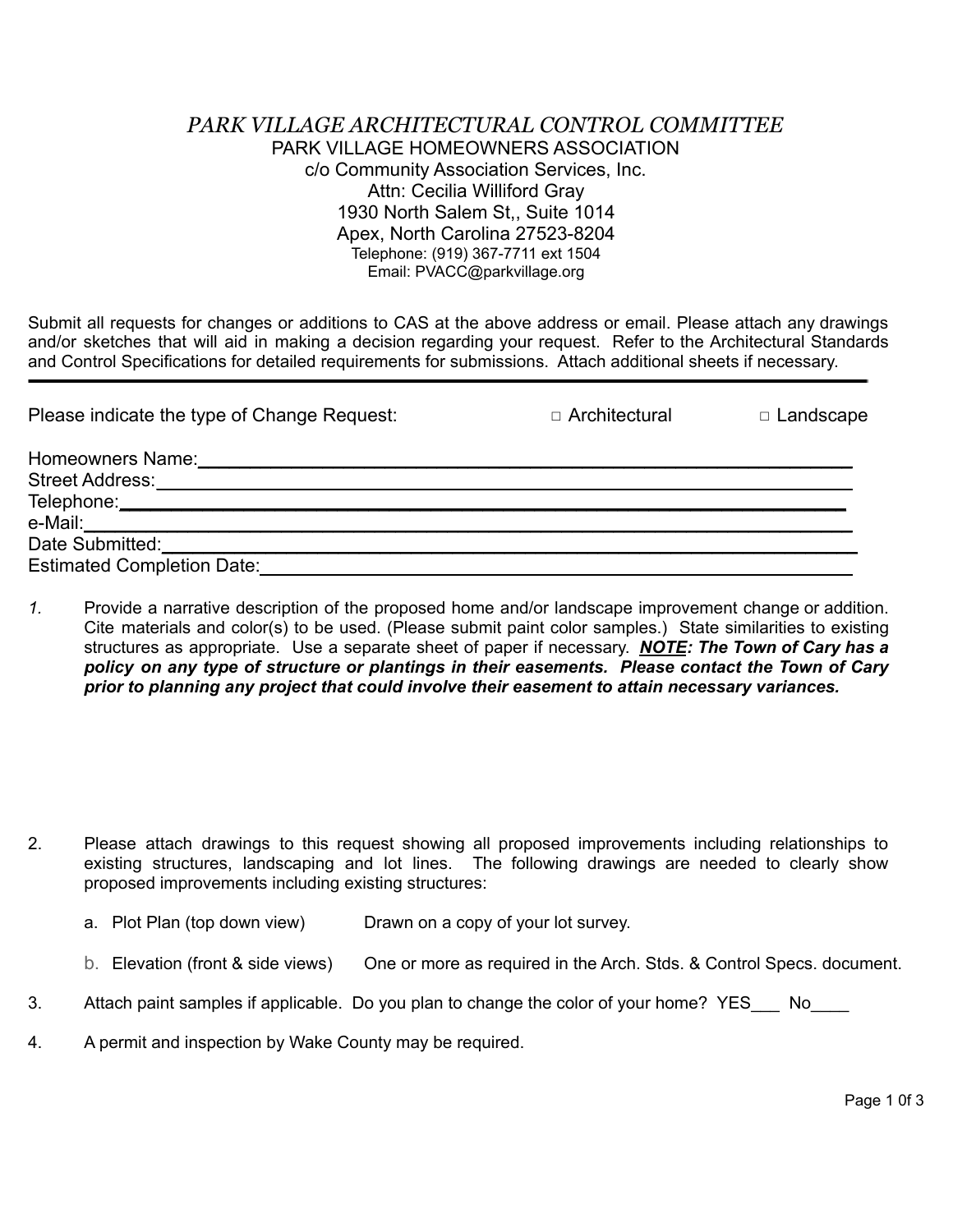# *PARK VILLAGE ARCHITECTURAL CONTROL COMMITTEE*

PARK VILLAGE HOMEOWNERS ASSOCIATION
c/o Community Association Services, Inc.
Attn: Cecilia Williford Gray
1930 North Salem St,, Suite 1014
Apex, North Carolina 27523-8204
Telephone: (919) 367-7711 ext 1504
Email: PVACC@parkvillage.org

Submit all requests for changes or additions to CAS at the above address or email. Please attach any drawings and/or sketches that will aid in making a decision regarding your request. Refer to the Architectural Standards and Control Specifications for detailed requirements for submissions. Attach additional sheets if necessary.

---

Please indicate the type of Change Request: □ Architectural □ Landscape

Homeowners Name:______________________________________________

Street Address:______________________________________________

Telephone:______________________________________________

e-Mail:______________________________________________

Date Submitted:______________________________________________

Estimated Completion Date:______________________________________________

1. Provide a narrative description of the proposed home and/or landscape improvement change or addition. Cite materials and color(s) to be used. (Please submit paint color samples.) State similarities to existing structures as appropriate. Use a separate sheet of paper if necessary. ***NOTE**: The Town of Cary has a policy on any type of structure or plantings in their easements. Please contact the Town of Cary prior to planning any project that could involve their easement to attain necessary variances.*

2. Please attach drawings to this request showing all proposed improvements including relationships to existing structures, landscaping and lot lines. The following drawings are needed to clearly show proposed improvements including existing structures:

   a. Plot Plan (top down view) Drawn on a copy of your lot survey.

   b. Elevation (front & side views) One or more as required in the Arch. Stds. & Control Specs. document.

3. Attach paint samples if applicable. Do you plan to change the color of your home? YES___ No____

4. A permit and inspection by Wake County may be required.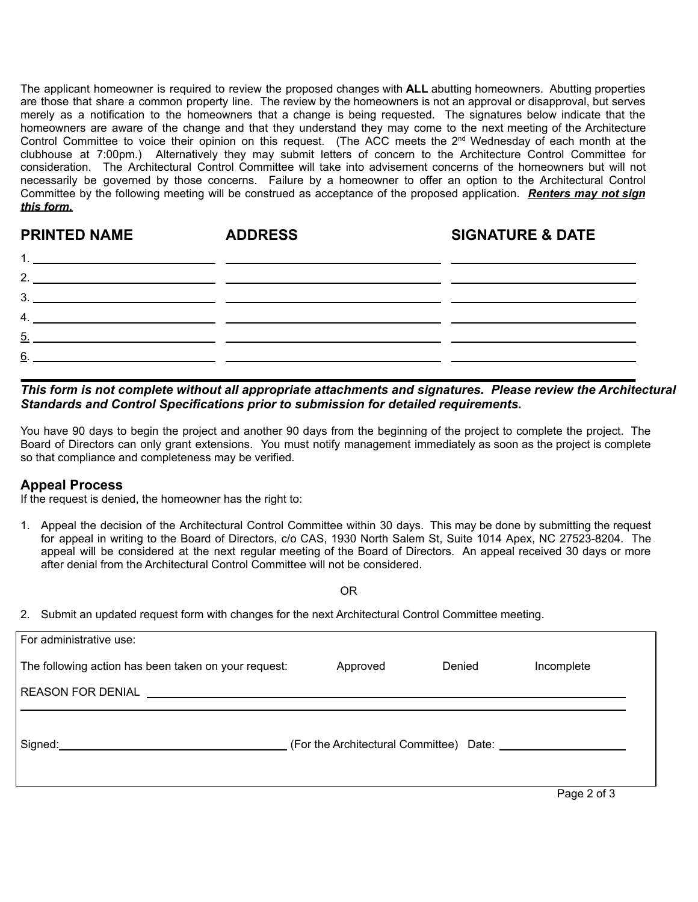The applicant homeowner is required to review the proposed changes with **ALL** abutting homeowners. Abutting properties are those that share a common property line. The review by the homeowners is not an approval or disapproval, but serves merely as a notification to the homeowners that a change is being requested. The signatures below indicate that the homeowners are aware of the change and that they understand they may come to the next meeting of the Architecture Control Committee to voice their opinion on this request. (The ACC meets the 2nd Wednesday of each month at the clubhouse at 7:00pm.) Alternatively they may submit letters of concern to the Architecture Control Committee for consideration. The Architectural Control Committee will take into advisement concerns of the homeowners but will not necessarily be governed by those concerns. Failure by a homeowner to offer an option to the Architectural Control Committee by the following meeting will be construed as acceptance of the proposed application. ***Renters may not sign this form.***

| PRINTED NAME | ADDRESS | SIGNATURE & DATE |
|---|---|---|
| 1. | | |
| 2. | | |
| 3. | | |
| 4. | | |
| 5. | | |
| 6. | | |

***This form is not complete without all appropriate attachments and signatures. Please review the Architectural Standards and Control Specifications prior to submission for detailed requirements.***

You have 90 days to begin the project and another 90 days from the beginning of the project to complete the project. The Board of Directors can only grant extensions. You must notify management immediately as soon as the project is complete so that compliance and completeness may be verified.

## Appeal Process

If the request is denied, the homeowner has the right to:

1. Appeal the decision of the Architectural Control Committee within 30 days. This may be done by submitting the request for appeal in writing to the Board of Directors, c/o CAS, 1930 North Salem St, Suite 1014 Apex, NC 27523-8204. The appeal will be considered at the next regular meeting of the Board of Directors. An appeal received 30 days or more after denial from the Architectural Control Committee will not be considered.

OR

2. Submit an updated request form with changes for the next Architectural Control Committee meeting.

For administrative use:

The following action has been taken on your request: Approved Denied Incomplete

REASON FOR DENIAL \_\_\_\_\_\_\_\_\_\_\_\_\_\_\_\_\_\_\_\_\_\_\_\_\_\_\_\_\_\_\_\_\_\_\_\_\_\_\_\_

Signed:\_\_\_\_\_\_\_\_\_\_\_\_\_\_\_\_\_\_\_\_\_\_\_\_ (For the Architectural Committee) Date: \_\_\_\_\_\_\_\_\_\_\_\_\_\_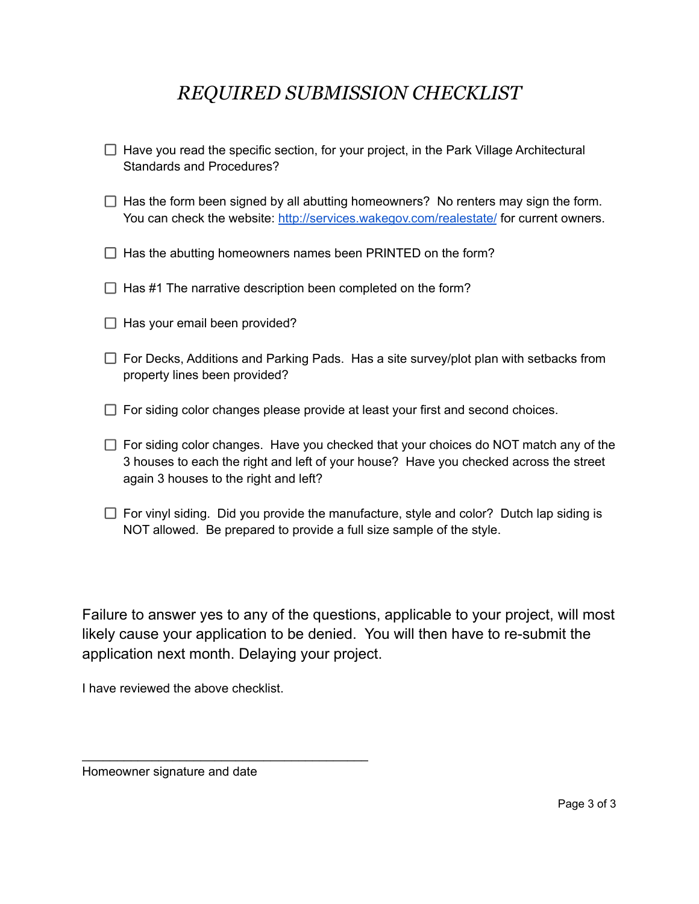# *REQUIRED SUBMISSION CHECKLIST*

- ☐ Have you read the specific section, for your project, in the Park Village Architectural Standards and Procedures?
- ☐ Has the form been signed by all abutting homeowners? No renters may sign the form. You can check the website: http://services.wakegov.com/realestate/ for current owners.
- ☐ Has the abutting homeowners names been PRINTED on the form?
- ☐ Has #1 The narrative description been completed on the form?
- ☐ Has your email been provided?
- ☐ For Decks, Additions and Parking Pads. Has a site survey/plot plan with setbacks from property lines been provided?
- ☐ For siding color changes please provide at least your first and second choices.
- ☐ For siding color changes. Have you checked that your choices do NOT match any of the 3 houses to each the right and left of your house? Have you checked across the street again 3 houses to the right and left?
- ☐ For vinyl siding. Did you provide the manufacture, style and color? Dutch lap siding is NOT allowed. Be prepared to provide a full size sample of the style.

Failure to answer yes to any of the questions, applicable to your project, will most likely cause your application to be denied. You will then have to re-submit the application next month. Delaying your project.

I have reviewed the above checklist.

\_\_\_\_\_\_\_\_\_\_\_\_\_\_\_\_\_\_\_\_\_\_\_\_\_\_\_\_\_\_\_\_\_\_\_\_\_\_\_\_

Homeowner signature and date